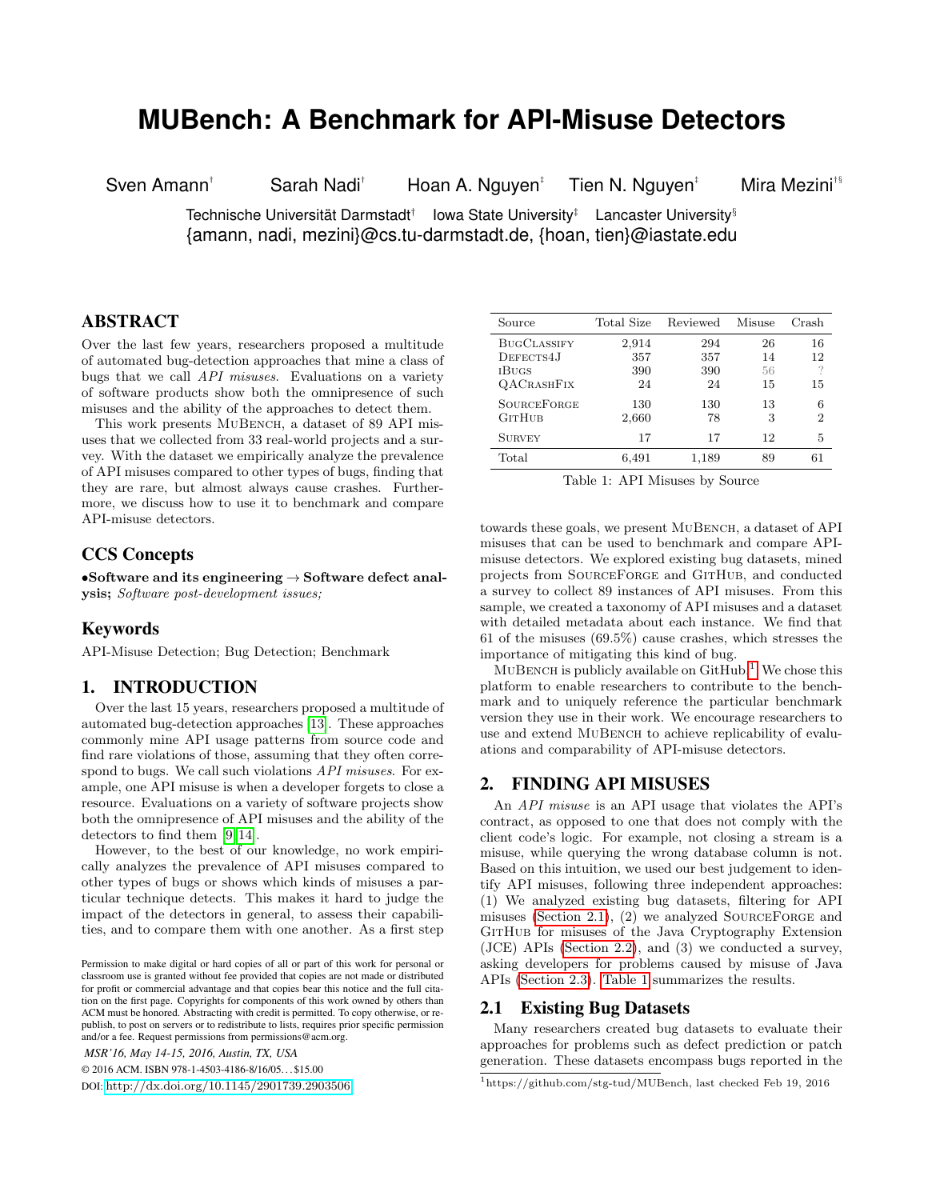# MUBench: A Benchmark for API-Misuse Detectors

Sven Amann[†] Sarah Nadi[†] Hoan A. Nguyen[‡] Tien N. Nguyen[‡] Mira Mezini[†§]

Technische Universität Darmstadt[†] Iowa State University[‡] Lancaster University[§]
{amann, nadi, mezini}@cs.tu-darmstadt.de, {hoan, tien}@iastate.edu

## ABSTRACT

Over the last few years, researchers proposed a multitude of automated bug-detection approaches that mine a class of bugs that we call *API misuses*. Evaluations on a variety of software products show both the omnipresence of such misuses and the ability of the approaches to detect them.

This work presents MuBench, a dataset of 89 API misuses that we collected from 33 real-world projects and a survey. With the dataset we empirically analyze the prevalence of API misuses compared to other types of bugs, finding that they are rare, but almost always cause crashes. Furthermore, we discuss how to use it to benchmark and compare API-misuse detectors.

## CCS Concepts

•**Software and its engineering** → **Software defect analysis;** *Software post-development issues;*

## Keywords

API-Misuse Detection; Bug Detection; Benchmark

## 1. INTRODUCTION

Over the last 15 years, researchers proposed a multitude of automated bug-detection approaches [13]. These approaches commonly mine API usage patterns from source code and find rare violations of those, assuming that they often correspond to bugs. We call such violations *API misuses*. For example, one API misuse is when a developer forgets to close a resource. Evaluations on a variety of software projects show both the omnipresence of API misuses and the ability of the detectors to find them [9, 14].

However, to the best of our knowledge, no work empirically analyzes the prevalence of API misuses compared to other types of bugs or shows which kinds of misuses a particular technique detects. This makes it hard to judge the impact of the detectors in general, to assess their capabilities, and to compare them with one another. As a first step towards these goals, we present MuBench, a dataset of API misuses that can be used to benchmark and compare API-misuse detectors. We explored existing bug datasets, mined projects from SourceForge and GitHub, and conducted a survey to collect 89 instances of API misuses. From this sample, we created a taxonomy of API misuses and a dataset with detailed metadata about each instance. We find that 61 of the misuses (69.5%) cause crashes, which stresses the importance of mitigating this kind of bug.

MuBench is publicly available on GitHub.[1] We chose this platform to enable researchers to contribute to the benchmark and to uniquely reference the particular benchmark version they use in their work. We encourage researchers to use and extend MuBench to achieve replicability of evaluations and comparability of API-misuse detectors.

| Source | Total Size | Reviewed | Misuse | Crash |
|---|---|---|---|---|
| BugClassify | 2,914 | 294 | 26 | 16 |
| Defects4J | 357 | 357 | 14 | 12 |
| iBugs | 390 | 390 | 56 | ? |
| QACrashFix | 24 | 24 | 15 | 15 |
| SourceForge | 130 | 130 | 13 | 6 |
| GitHub | 2,660 | 78 | 3 | 2 |
| Survey | 17 | 17 | 12 | 5 |
| Total | 6,491 | 1,189 | 89 | 61 |

Table 1: API Misuses by Source

## 2. FINDING API MISUSES

An *API misuse* is an API usage that violates the API's contract, as opposed to one that does not comply with the client code's logic. For example, not closing a stream is a misuse, while querying the wrong database column is not. Based on this intuition, we used our best judgement to identify API misuses, following three independent approaches: (1) We analyzed existing bug datasets, filtering for API misuses (Section 2.1), (2) we analyzed SourceForge and GitHub for misuses of the Java Cryptography Extension (JCE) APIs (Section 2.2), and (3) we conducted a survey, asking developers for problems caused by misuse of Java APIs (Section 2.3). Table 1 summarizes the results.

### 2.1 Existing Bug Datasets

Many researchers created bug datasets to evaluate their approaches for problems such as defect prediction or patch generation. These datasets encompass bugs reported in the

[1] https://github.com/stg-tud/MUBench, last checked Feb 19, 2016

Permission to make digital or hard copies of all or part of this work for personal or classroom use is granted without fee provided that copies are not made or distributed for profit or commercial advantage and that copies bear this notice and the full citation on the first page. Copyrights for components of this work owned by others than ACM must be honored. Abstracting with credit is permitted. To copy otherwise, or republish, to post on servers or to redistribute to lists, requires prior specific permission and/or a fee. Request permissions from permissions@acm.org.

*MSR'16, May 14-15, 2016, Austin, TX, USA*

© 2016 ACM. ISBN 978-1-4503-4186-8/16/05…$15.00

DOI: http://dx.doi.org/10.1145/2901739.2903506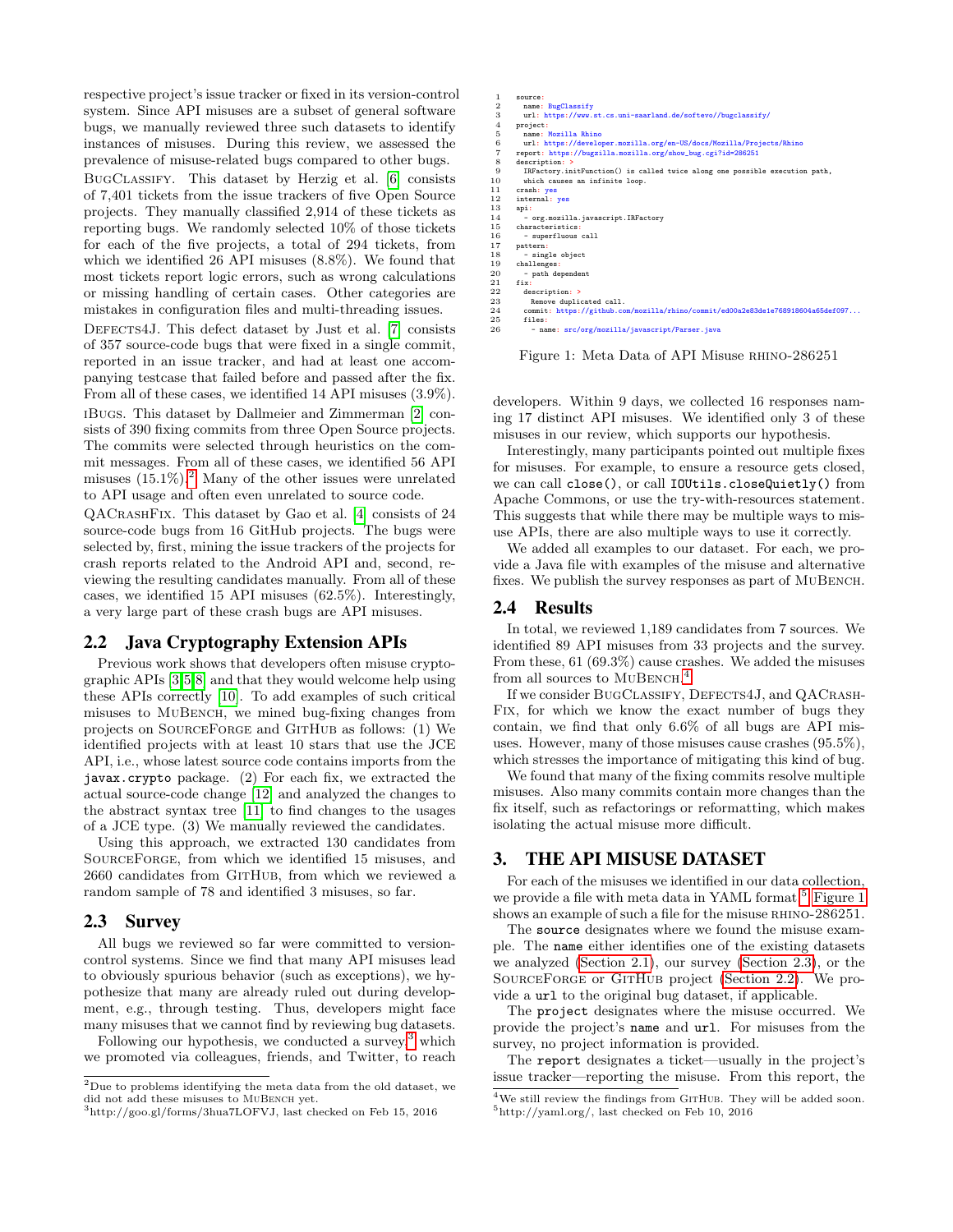respective project's issue tracker or fixed in its version-control system. Since API misuses are a subset of general software bugs, we manually reviewed three such datasets to identify instances of misuses. During this review, we assessed the prevalence of misuse-related bugs compared to other bugs.

BugClassify. This dataset by Herzig et al. [6] consists of 7,401 tickets from the issue trackers of five Open Source projects. They manually classified 2,914 of these tickets as reporting bugs. We randomly selected 10% of those tickets for each of the five projects, a total of 294 tickets, from which we identified 26 API misuses (8.8%). We found that most tickets report logic errors, such as wrong calculations or missing handling of certain cases. Other categories are mistakes in configuration files and multi-threading issues.

Defects4J. This defect dataset by Just et al. [7] consists of 357 source-code bugs that were fixed in a single commit, reported in an issue tracker, and had at least one accompanying testcase that failed before and passed after the fix. From all of these cases, we identified 14 API misuses (3.9%).

iBugs. This dataset by Dallmeier and Zimmerman [2] consists of 390 fixing commits from three Open Source projects. The commits were selected through heuristics on the commit messages. From all of these cases, we identified 56 API misuses (15.1%).[2] Many of the other issues were unrelated to API usage and often even unrelated to source code.

QACrashFix. This dataset by Gao et al. [4] consists of 24 source-code bugs from 16 GitHub projects. The bugs were selected by, first, mining the issue trackers of the projects for crash reports related to the Android API and, second, reviewing the resulting candidates manually. From all of these cases, we identified 15 API misuses (62.5%). Interestingly, a very large part of these crash bugs are API misuses.

## 2.2 Java Cryptography Extension APIs

Previous work shows that developers often misuse cryptographic APIs [3][5][8] and that they would welcome help using these APIs correctly [10]. To add examples of such critical misuses to MuBench, we mined bug-fixing changes from projects on SourceForge and GitHub as follows: (1) We identified projects with at least 10 stars that use the JCE API, i.e., whose latest source code contains imports from the `javax.crypto` package. (2) For each fix, we extracted the actual source-code change [12] and analyzed the changes to the abstract syntax tree [11] to find changes to the usages of a JCE type. (3) We manually reviewed the candidates.

Using this approach, we extracted 130 candidates from SourceForge, from which we identified 15 misuses, and 2660 candidates from GitHub, from which we reviewed a random sample of 78 and identified 3 misuses, so far.

## 2.3 Survey

All bugs we reviewed so far were committed to version-control systems. Since we find that many API misuses lead to obviously spurious behavior (such as exceptions), we hypothesize that many are already ruled out during development, e.g., through testing. Thus, developers might face many misuses that we cannot find by reviewing bug datasets.

Following our hypothesis, we conducted a survey,[3] which we promoted via colleagues, friends, and Twitter, to reach developers. Within 9 days, we collected 16 responses naming 17 distinct API misuses. We identified only 3 of these misuses in our review, which supports our hypothesis.

Interestingly, many participants pointed out multiple fixes for misuses. For example, to ensure a resource gets closed, we can call `close()`, or call `IOUtils.closeQuietly()` from Apache Commons, or use the try-with-resources statement. This suggests that while there may be multiple ways to misuse APIs, there are also multiple ways to use it correctly.

We added all examples to our dataset. For each, we provide a Java file with examples of the misuse and alternative fixes. We publish the survey responses as part of MuBench.

## 2.4 Results

In total, we reviewed 1,189 candidates from 7 sources. We identified 89 API misuses from 33 projects and the survey. From these, 61 (69.3%) cause crashes. We added the misuses from all sources to MuBench.[4]

If we consider BugClassify, Defects4J, and QACrashFix, for which we know the exact number of bugs they contain, we find that only 6.6% of all bugs are API misuses. However, many of those misuses cause crashes (95.5%), which stresses the importance of mitigating this kind of bug.

We found that many of the fixing commits resolve multiple misuses. Also many commits contain more changes than the fix itself, such as refactorings or reformatting, which makes isolating the actual misuse more difficult.

```
1   source:
2     name: BugClassify
3     url: https://www.st.cs.uni-saarland.de/softevo//bugclassify/
4   project:
5     name: Mozilla Rhino
6     url: https://developer.mozilla.org/en-US/docs/Mozilla/Projects/Rhino
7   report: https://bugzilla.mozilla.org/show_bug.cgi?id=286251
8   description: >
9     IRFactory.initFunction() is called twice along one possible execution path,
10    which causes an infinite loop.
11  crash: yes
12  internal: yes
13  api:
14    - org.mozilla.javascript.IRFactory
15  characteristics:
16    - superfluous call
17  pattern:
18    - single object
19  challenges:
20    - path dependent
21  fix:
22    description: >
23      Remove duplicated call.
24    commit: https://github.com/mozilla/rhino/commit/ed00a2e83de1e768918604a65def097...
25    files:
26      - name: src/org/mozilla/javascript/Parser.java
```

Figure 1: Meta Data of API Misuse rhino-286251

# 3. THE API MISUSE DATASET

For each of the misuses we identified in our data collection, we provide a file with meta data in YAML format.[5] Figure 1 shows an example of such a file for the misuse rhino-286251.

The `source` designates where we found the misuse example. The `name` either identifies one of the existing datasets we analyzed (Section 2.1), our survey (Section 2.3), or the SourceForge or GitHub project (Section 2.2). We provide a `url` to the original bug dataset, if applicable.

The `project` designates where the misuse occurred. We provide the project's `name` and `url`. For misuses from the survey, no project information is provided.

The `report` designates a ticket—usually in the project's issue tracker—reporting the misuse. From this report, the

---

[2] Due to problems identifying the meta data from the old dataset, we did not add these misuses to MuBench yet.

[3] http://goo.gl/forms/3hua7LOFVJ, last checked on Feb 15, 2016

[4] We still review the findings from GitHub. They will be added soon.

[5] http://yaml.org/, last checked on Feb 10, 2016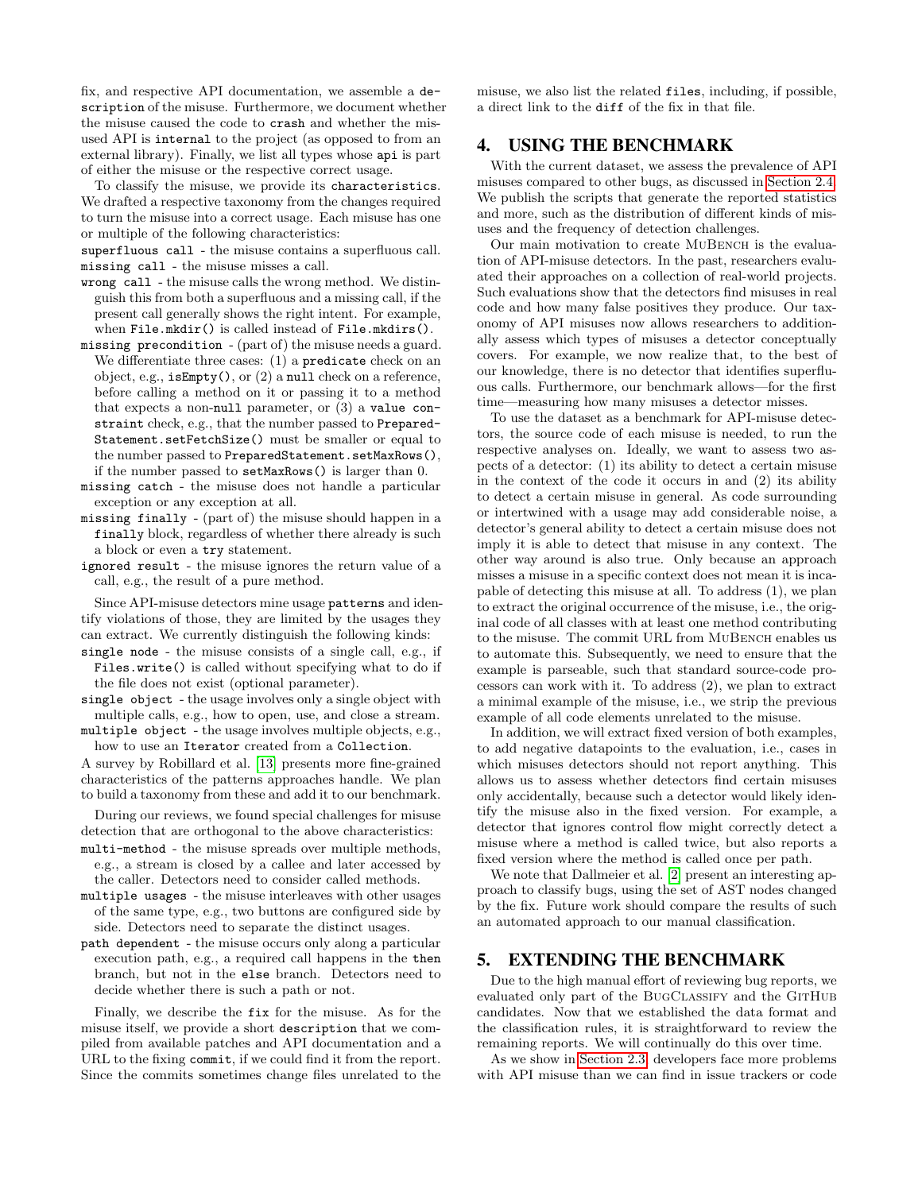fix, and respective API documentation, we assemble a `description` of the misuse. Furthermore, we document whether the misuse caused the code to `crash` and whether the misused API is `internal` to the project (as opposed to from an external library). Finally, we list all types whose `api` is part of either the misuse or the respective correct usage.

To classify the misuse, we provide its `characteristics`. We drafted a respective taxonomy from the changes required to turn the misuse into a correct usage. Each misuse has one or multiple of the following characteristics:

- `superfluous call` - the misuse contains a superfluous call.
- `missing call` - the misuse misses a call.
- `wrong call` - the misuse calls the wrong method. We distinguish this from both a superfluous and a missing call, if the present call generally shows the right intent. For example, when `File.mkdir()` is called instead of `File.mkdirs()`.
- `missing precondition` - (part of) the misuse needs a guard. We differentiate three cases: (1) a `predicate` check on an object, e.g., `isEmpty()`, or (2) a `null` check on a reference, before calling a method on it or passing it to a method that expects a non-`null` parameter, or (3) a `value constraint` check, e.g., that the number passed to `PreparedStatement.setFetchSize()` must be smaller or equal to the number passed to `PreparedStatement.setMaxRows()`, if the number passed to `setMaxRows()` is larger than 0.
- `missing catch` - the misuse does not handle a particular exception or any exception at all.
- `missing finally` - (part of) the misuse should happen in a `finally` block, regardless of whether there already is such a block or even a `try` statement.
- `ignored result` - the misuse ignores the return value of a call, e.g., the result of a pure method.

Since API-misuse detectors mine usage `patterns` and identify violations of those, they are limited by the usages they can extract. We currently distinguish the following kinds:

- `single node` - the misuse consists of a single call, e.g., if `Files.write()` is called without specifying what to do if the file does not exist (optional parameter).
- `single object` - the usage involves only a single object with multiple calls, e.g., how to open, use, and close a stream.
- `multiple object` - the usage involves multiple objects, e.g., how to use an `Iterator` created from a `Collection`.

A survey by Robillard et al. [13] presents more fine-grained characteristics of the patterns approaches handle. We plan to build a taxonomy from these and add it to our benchmark.

During our reviews, we found special challenges for misuse detection that are orthogonal to the above characteristics:

- `multi-method` - the misuse spreads over multiple methods, e.g., a stream is closed by a callee and later accessed by the caller. Detectors need to consider called methods.
- `multiple usages` - the misuse interleaves with other usages of the same type, e.g., two buttons are configured side by side. Detectors need to separate the distinct usages.
- `path dependent` - the misuse occurs only along a particular execution path, e.g., a required call happens in the `then` branch, but not in the `else` branch. Detectors need to decide whether there is such a path or not.

Finally, we describe the `fix` for the misuse. As for the misuse itself, we provide a short `description` that we compiled from available patches and API documentation and a URL to the fixing `commit`, if we could find it from the report. Since the commits sometimes change files unrelated to the misuse, we also list the related `files`, including, if possible, a direct link to the `diff` of the fix in that file.

## 4. USING THE BENCHMARK

With the current dataset, we assess the prevalence of API misuses compared to other bugs, as discussed in Section 2.4. We publish the scripts that generate the reported statistics and more, such as the distribution of different kinds of misuses and the frequency of detection challenges.

Our main motivation to create MuBench is the evaluation of API-misuse detectors. In the past, researchers evaluated their approaches on a collection of real-world projects. Such evaluations show that the detectors find misuses in real code and how many false positives they produce. Our taxonomy of API misuses now allows researchers to additionally assess which types of misuses a detector conceptually covers. For example, we now realize that, to the best of our knowledge, there is no detector that identifies superfluous calls. Furthermore, our benchmark allows—for the first time—measuring how many misuses a detector misses.

To use the dataset as a benchmark for API-misuse detectors, the source code of each misuse is needed, to run the respective analyses on. Ideally, we want to assess two aspects of a detector: (1) its ability to detect a certain misuse in the context of the code it occurs in and (2) its ability to detect a certain misuse in general. As code surrounding or intertwined with a usage may add considerable noise, a detector's general ability to detect a certain misuse does not imply it is able to detect that misuse in any context. The other way around is also true. Only because an approach misses a misuse in a specific context does not mean it is incapable of detecting this misuse at all. To address (1), we plan to extract the original occurrence of the misuse, i.e., the original code of all classes with at least one method contributing to the misuse. The commit URL from MuBench enables us to automate this. Subsequently, we need to ensure that the example is parseable, such that standard source-code processors can work with it. To address (2), we plan to extract a minimal example of the misuse, i.e., we strip the previous example of all code elements unrelated to the misuse.

In addition, we will extract fixed version of both examples, to add negative datapoints to the evaluation, i.e., cases in which misuses detectors should not report anything. This allows us to assess whether detectors find certain misuses only accidentally, because such a detector would likely identify the misuse also in the fixed version. For example, a detector that ignores control flow might correctly detect a misuse where a method is called twice, but also reports a fixed version where the method is called once per path.

We note that Dallmeier et al. [2] present an interesting approach to classify bugs, using the set of AST nodes changed by the fix. Future work should compare the results of such an automated approach to our manual classification.

## 5. EXTENDING THE BENCHMARK

Due to the high manual effort of reviewing bug reports, we evaluated only part of the BugClassify and the GitHub candidates. Now that we established the data format and the classification rules, it is straightforward to review the remaining reports. We will continually do this over time.

As we show in Section 2.3, developers face more problems with API misuse than we can find in issue trackers or code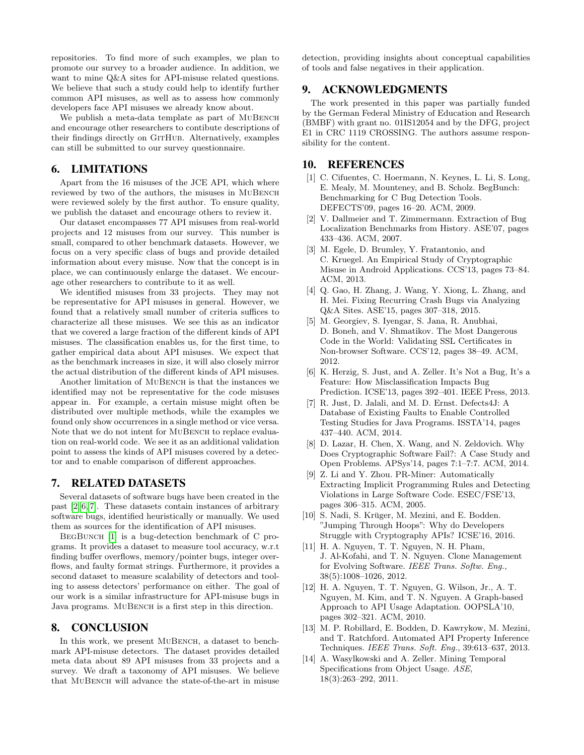repositories. To find more of such examples, we plan to promote our survey to a broader audience. In addition, we want to mine Q&A sites for API-misuse related questions. We believe that such a study could help to identify further common API misuses, as well as to assess how commonly developers face API misuses we already know about.

We publish a meta-data template as part of MuBench and encourage other researchers to contibute descriptions of their findings directly on GitHub. Alternatively, examples can still be submitted to our survey questionnaire.

## 6. LIMITATIONS

Apart from the 16 misuses of the JCE API, which where reviewed by two of the authors, the misuses in MuBench were reviewed solely by the first author. To ensure quality, we publish the dataset and encourage others to review it.

Our dataset encompasses 77 API misuses from real-world projects and 12 misuses from our survey. This number is small, compared to other benchmark datasets. However, we focus on a very specific class of bugs and provide detailed information about every misuse. Now that the concept is in place, we can continuously enlarge the dataset. We encourage other researchers to contribute to it as well.

We identified misuses from 33 projects. They may not be representative for API misuses in general. However, we found that a relatively small number of criteria suffices to characterize all these misuses. We see this as an indicator that we covered a large fraction of the different kinds of API misuses. The classification enables us, for the first time, to gather empirical data about API misuses. We expect that as the benchmark increases in size, it will also closely mirror the actual distribution of the different kinds of API misuses.

Another limitation of MuBench is that the instances we identified may not be representative for the code misuses appear in. For example, a certain misuse might often be distributed over multiple methods, while the examples we found only show occurrences in a single method or vice versa. Note that we do not intent for MuBench to replace evaluation on real-world code. We see it as an additional validation point to assess the kinds of API misuses covered by a detector and to enable comparison of different approaches.

## 7. RELATED DATASETS

Several datasets of software bugs have been created in the past [2, 6, 7]. These datasets contain instances of arbitrary software bugs, identified heuristically or manually. We used them as sources for the identification of API misuses.

BegBunch [1] is a bug-detection benchmark of C programs. It provides a dataset to measure tool accuracy, w.r.t finding buffer overflows, memory/pointer bugs, integer overflows, and faulty format strings. Furthermore, it provides a second dataset to measure scalability of detectors and tooling to assess detectors' performance on either. The goal of our work is a similar infrastructure for API-misuse bugs in Java programs. MuBench is a first step in this direction.

## 8. CONCLUSION

In this work, we present MuBench, a dataset to benchmark API-misuse detectors. The dataset provides detailed meta data about 89 API misuses from 33 projects and a survey. We draft a taxonomy of API misuses. We believe that MuBench will advance the state-of-the-art in misuse detection, providing insights about conceptual capabilities of tools and false negatives in their application.

## 9. ACKNOWLEDGMENTS

The work presented in this paper was partially funded by the German Federal Ministry of Education and Research (BMBF) with grant no. 01IS12054 and by the DFG, project E1 in CRC 1119 CROSSING. The authors assume responsibility for the content.

## 10. REFERENCES

[1] C. Cifuentes, C. Hoermann, N. Keynes, L. Li, S. Long, E. Mealy, M. Mounteney, and B. Scholz. BegBunch: Benchmarking for C Bug Detection Tools. DEFECTS'09, pages 16–20. ACM, 2009.

[2] V. Dallmeier and T. Zimmermann. Extraction of Bug Localization Benchmarks from History. ASE'07, pages 433–436. ACM, 2007.

[3] M. Egele, D. Brumley, Y. Fratantonio, and C. Kruegel. An Empirical Study of Cryptographic Misuse in Android Applications. CCS'13, pages 73–84. ACM, 2013.

[4] Q. Gao, H. Zhang, J. Wang, Y. Xiong, L. Zhang, and H. Mei. Fixing Recurring Crash Bugs via Analyzing Q&A Sites. ASE'15, pages 307–318, 2015.

[5] M. Georgiev, S. Iyengar, S. Jana, R. Anubhai, D. Boneh, and V. Shmatikov. The Most Dangerous Code in the World: Validating SSL Certificates in Non-browser Software. CCS'12, pages 38–49. ACM, 2012.

[6] K. Herzig, S. Just, and A. Zeller. It's Not a Bug, It's a Feature: How Misclassification Impacts Bug Prediction. ICSE'13, pages 392–401. IEEE Press, 2013.

[7] R. Just, D. Jalali, and M. D. Ernst. Defects4J: A Database of Existing Faults to Enable Controlled Testing Studies for Java Programs. ISSTA'14, pages 437–440. ACM, 2014.

[8] D. Lazar, H. Chen, X. Wang, and N. Zeldovich. Why Does Cryptographic Software Fail?: A Case Study and Open Problems. APSys'14, pages 7:1–7:7. ACM, 2014.

[9] Z. Li and Y. Zhou. PR-Miner: Automatically Extracting Implicit Programming Rules and Detecting Violations in Large Software Code. ESEC/FSE'13, pages 306–315. ACM, 2005.

[10] S. Nadi, S. Krüger, M. Mezini, and E. Bodden. "Jumping Through Hoops": Why do Developers Struggle with Cryptography APIs? ICSE'16, 2016.

[11] H. A. Nguyen, T. T. Nguyen, N. H. Pham, J. Al-Kofahi, and T. N. Nguyen. Clone Management for Evolving Software. *IEEE Trans. Softw. Eng.*, 38(5):1008–1026, 2012.

[12] H. A. Nguyen, T. T. Nguyen, G. Wilson, Jr., A. T. Nguyen, M. Kim, and T. N. Nguyen. A Graph-based Approach to API Usage Adaptation. OOPSLA'10, pages 302–321. ACM, 2010.

[13] M. P. Robillard, E. Bodden, D. Kawrykow, M. Mezini, and T. Ratchford. Automated API Property Inference Techniques. *IEEE Trans. Soft. Eng.*, 39:613–637, 2013.

[14] A. Wasylkowski and A. Zeller. Mining Temporal Specifications from Object Usage. *ASE*, 18(3):263–292, 2011.